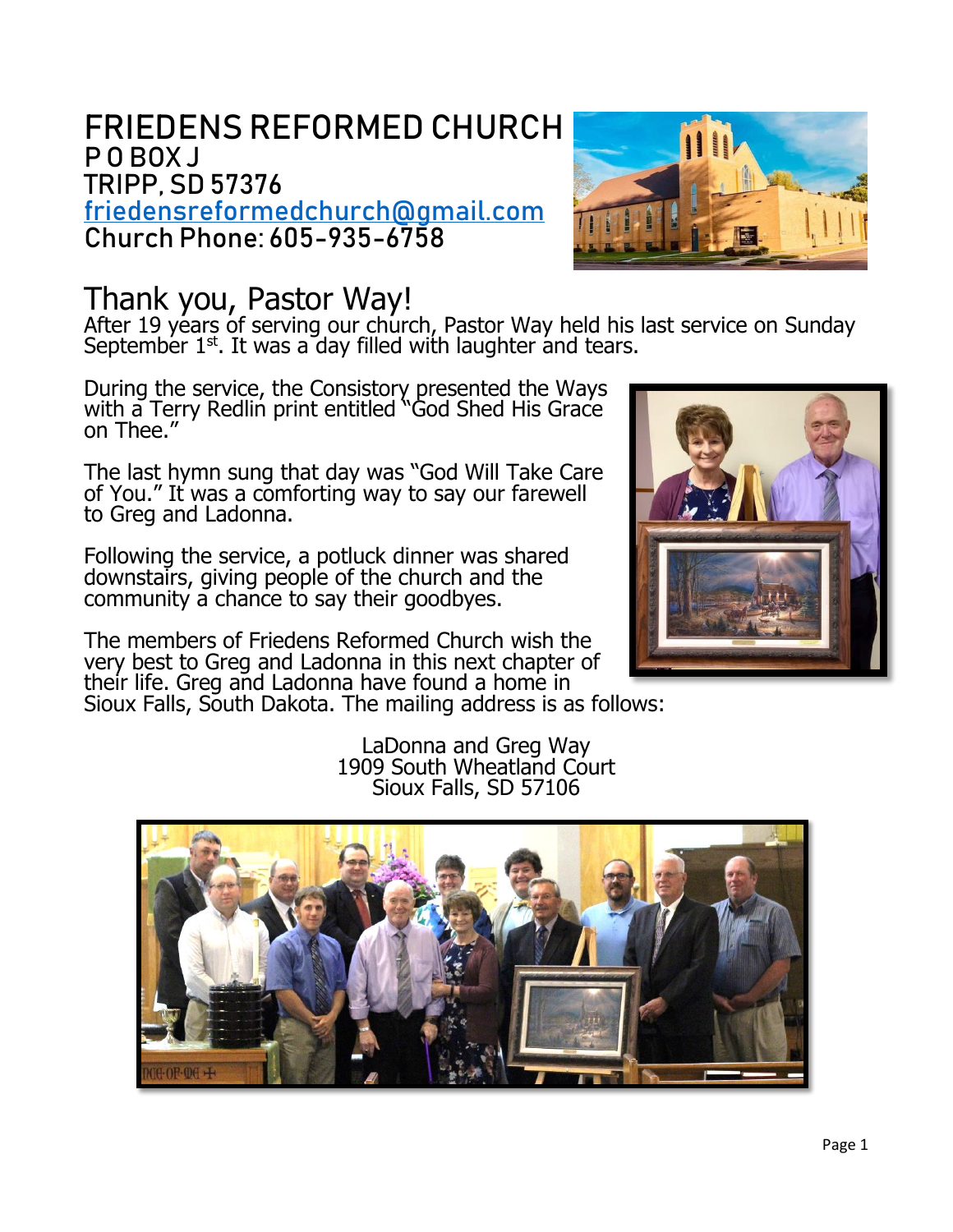# FRIEDENS REFORMED CHURCH

P O BOX J
TRIPP, SD 57376
friedensreformedchurch@gmail.com
Church Phone: 605-935-6758

## Thank you, Pastor Way!

After 19 years of serving our church, Pastor Way held his last service on Sunday September 1st. It was a day filled with laughter and tears.

During the service, the Consistory presented the Ways with a Terry Redlin print entitled "God Shed His Grace on Thee."

The last hymn sung that day was "God Will Take Care of You." It was a comforting way to say our farewell to Greg and Ladonna.

Following the service, a potluck dinner was shared downstairs, giving people of the church and the community a chance to say their goodbyes.

The members of Friedens Reformed Church wish the very best to Greg and Ladonna in this next chapter of their life. Greg and Ladonna have found a home in Sioux Falls, South Dakota. The mailing address is as follows:

LaDonna and Greg Way
1909 South Wheatland Court
Sioux Falls, SD 57106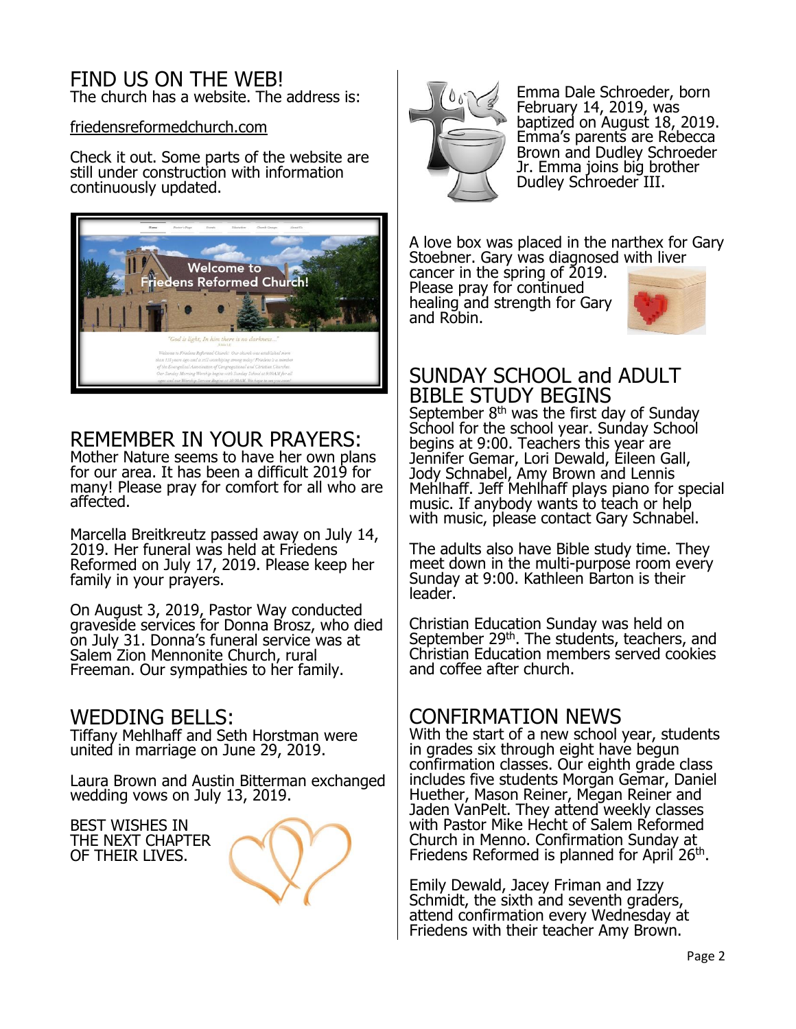## FIND US ON THE WEB!

The church has a website. The address is:

friedensreformedchurch.com

Check it out. Some parts of the website are still under construction with information continuously updated.

## REMEMBER IN YOUR PRAYERS:

Mother Nature seems to have her own plans for our area. It has been a difficult 2019 for many! Please pray for comfort for all who are affected.

Marcella Breitkreutz passed away on July 14, 2019. Her funeral was held at Friedens Reformed on July 17, 2019. Please keep her family in your prayers.

On August 3, 2019, Pastor Way conducted graveside services for Donna Brosz, who died on July 31. Donna's funeral service was at Salem Zion Mennonite Church, rural Freeman. Our sympathies to her family.

## WEDDING BELLS:

Tiffany Mehlhaff and Seth Horstman were united in marriage on June 29, 2019.

Laura Brown and Austin Bitterman exchanged wedding vows on July 13, 2019.

BEST WISHES IN THE NEXT CHAPTER OF THEIR LIVES.

Emma Dale Schroeder, born February 14, 2019, was baptized on August 18, 2019. Emma's parents are Rebecca Brown and Dudley Schroeder Jr. Emma joins big brother Dudley Schroeder III.

A love box was placed in the narthex for Gary Stoebner. Gary was diagnosed with liver cancer in the spring of 2019. Please pray for continued healing and strength for Gary and Robin.

## SUNDAY SCHOOL and ADULT BIBLE STUDY BEGINS

September 8th was the first day of Sunday School for the school year. Sunday School begins at 9:00. Teachers this year are Jennifer Gemar, Lori Dewald, Eileen Gall, Jody Schnabel, Amy Brown and Lennis Mehlhaff. Jeff Mehlhaff plays piano for special music. If anybody wants to teach or help with music, please contact Gary Schnabel.

The adults also have Bible study time. They meet down in the multi-purpose room every Sunday at 9:00. Kathleen Barton is their leader.

Christian Education Sunday was held on September 29th. The students, teachers, and Christian Education members served cookies and coffee after church.

## CONFIRMATION NEWS

With the start of a new school year, students in grades six through eight have begun confirmation classes. Our eighth grade class includes five students Morgan Gemar, Daniel Huether, Mason Reiner, Megan Reiner and Jaden VanPelt. They attend weekly classes with Pastor Mike Hecht of Salem Reformed Church in Menno. Confirmation Sunday at Friedens Reformed is planned for April 26th.

Emily Dewald, Jacey Friman and Izzy Schmidt, the sixth and seventh graders, attend confirmation every Wednesday at Friedens with their teacher Amy Brown.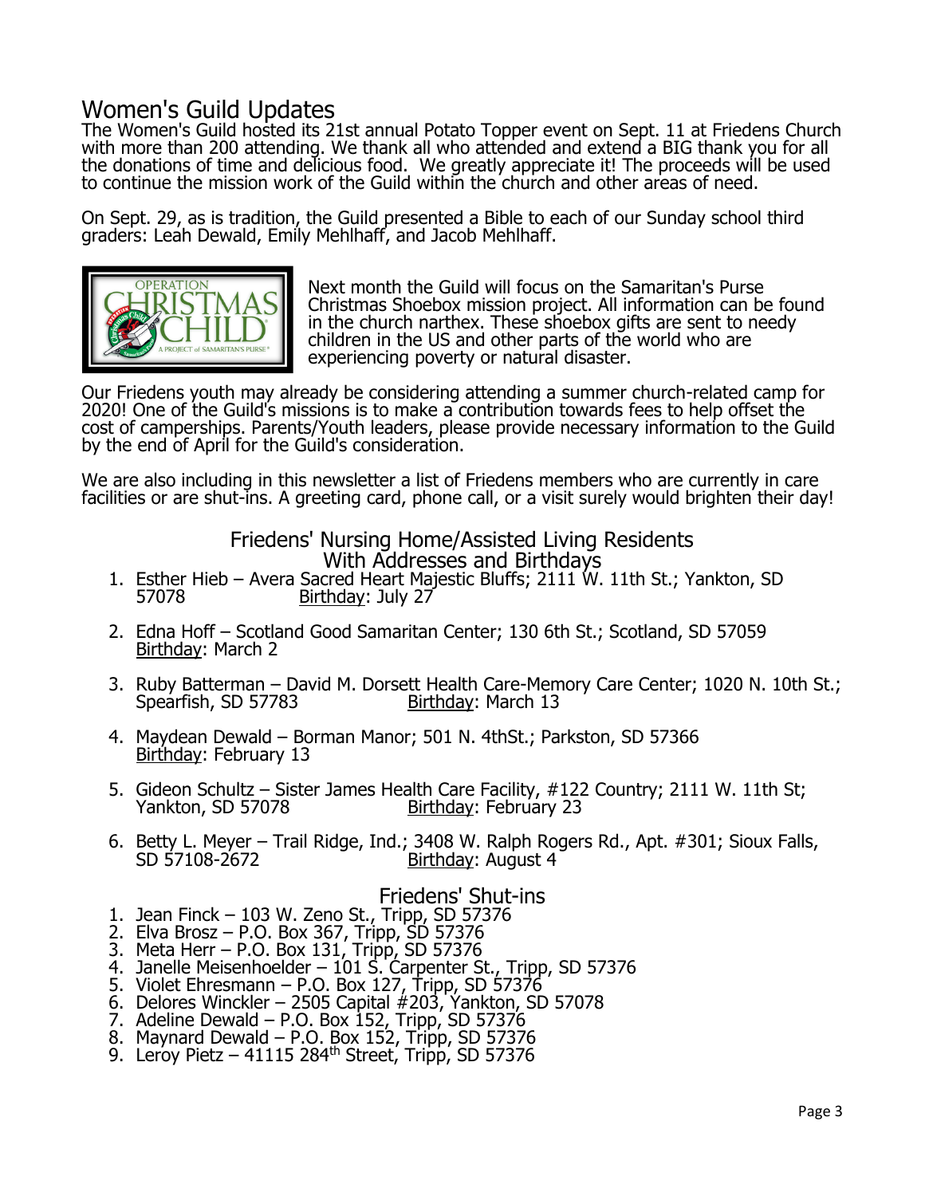# Women's Guild Updates

The Women's Guild hosted its 21st annual Potato Topper event on Sept. 11 at Friedens Church with more than 200 attending. We thank all who attended and extend a BIG thank you for all the donations of time and delicious food. We greatly appreciate it! The proceeds will be used to continue the mission work of the Guild within the church and other areas of need.

On Sept. 29, as is tradition, the Guild presented a Bible to each of our Sunday school third graders: Leah Dewald, Emily Mehlhaff, and Jacob Mehlhaff.

Next month the Guild will focus on the Samaritan's Purse Christmas Shoebox mission project. All information can be found in the church narthex. These shoebox gifts are sent to needy children in the US and other parts of the world who are experiencing poverty or natural disaster.

Our Friedens youth may already be considering attending a summer church-related camp for 2020! One of the Guild's missions is to make a contribution towards fees to help offset the cost of camperships. Parents/Youth leaders, please provide necessary information to the Guild by the end of April for the Guild's consideration.

We are also including in this newsletter a list of Friedens members who are currently in care facilities or are shut-ins. A greeting card, phone call, or a visit surely would brighten their day!

## Friedens' Nursing Home/Assisted Living Residents With Addresses and Birthdays

1. Esther Hieb – Avera Sacred Heart Majestic Bluffs; 2111 W. 11th St.; Yankton, SD 57078 Birthday: July 27

2. Edna Hoff – Scotland Good Samaritan Center; 130 6th St.; Scotland, SD 57059 Birthday: March 2

3. Ruby Batterman – David M. Dorsett Health Care-Memory Care Center; 1020 N. 10th St.; Spearfish, SD 57783 Birthday: March 13

4. Maydean Dewald – Borman Manor; 501 N. 4thSt.; Parkston, SD 57366 Birthday: February 13

5. Gideon Schultz – Sister James Health Care Facility, #122 Country; 2111 W. 11th St; Yankton, SD 57078 Birthday: February 23

6. Betty L. Meyer – Trail Ridge, Ind.; 3408 W. Ralph Rogers Rd., Apt. #301; Sioux Falls, SD 57108-2672 Birthday: August 4

## Friedens' Shut-ins

1. Jean Finck – 103 W. Zeno St., Tripp, SD 57376
2. Elva Brosz – P.O. Box 367, Tripp, SD 57376
3. Meta Herr – P.O. Box 131, Tripp, SD 57376
4. Janelle Meisenhoelder – 101 S. Carpenter St., Tripp, SD 57376
5. Violet Ehresmann – P.O. Box 127, Tripp, SD 57376
6. Delores Winckler – 2505 Capital #203, Yankton, SD 57078
7. Adeline Dewald – P.O. Box 152, Tripp, SD 57376
8. Maynard Dewald – P.O. Box 152, Tripp, SD 57376
9. Leroy Pietz – 41115 284th Street, Tripp, SD 57376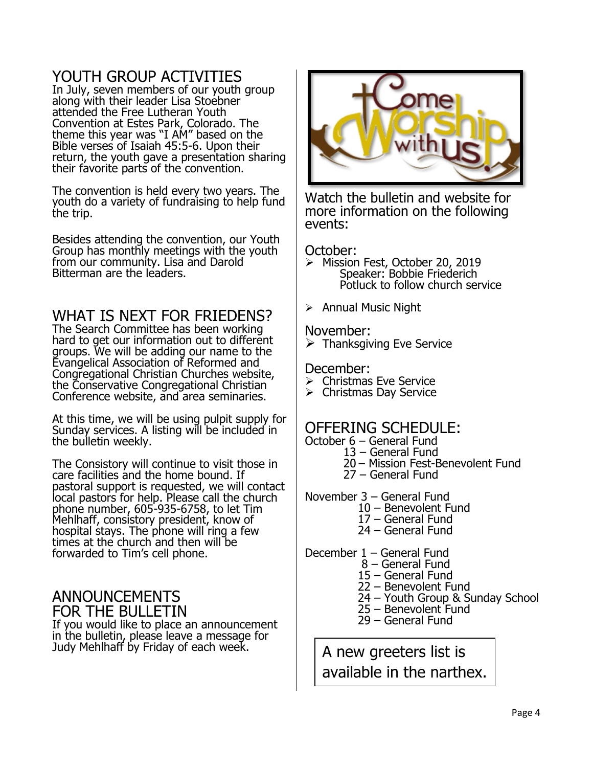## YOUTH GROUP ACTIVITIES

In July, seven members of our youth group along with their leader Lisa Stoebner attended the Free Lutheran Youth Convention at Estes Park, Colorado. The theme this year was "I AM" based on the Bible verses of Isaiah 45:5-6. Upon their return, the youth gave a presentation sharing their favorite parts of the convention.

The convention is held every two years. The youth do a variety of fundraising to help fund the trip.

Besides attending the convention, our Youth Group has monthly meetings with the youth from our community. Lisa and Darold Bitterman are the leaders.

## WHAT IS NEXT FOR FRIEDENS?

The Search Committee has been working hard to get our information out to different groups. We will be adding our name to the Evangelical Association of Reformed and Congregational Christian Churches website, the Conservative Congregational Christian Conference website, and area seminaries.

At this time, we will be using pulpit supply for Sunday services. A listing will be included in the bulletin weekly.

The Consistory will continue to visit those in care facilities and the home bound. If pastoral support is requested, we will contact local pastors for help. Please call the church phone number, 605-935-6758, to let Tim Mehlhaff, consistory president, know of hospital stays. The phone will ring a few times at the church and then will be forwarded to Tim's cell phone.

## ANNOUNCEMENTS FOR THE BULLETIN

If you would like to place an announcement in the bulletin, please leave a message for Judy Mehlhaff by Friday of each week.

Come Worship with us

Watch the bulletin and website for more information on the following events:

October:

- Mission Fest, October 20, 2019
  Speaker: Bobbie Friederich
  Potluck to follow church service
- Annual Music Night

November:

- Thanksgiving Eve Service

December:

- Christmas Eve Service
- Christmas Day Service

## OFFERING SCHEDULE:

October 6 – General Fund
13 – General Fund
20 – Mission Fest-Benevolent Fund
27 – General Fund

November 3 – General Fund
10 – Benevolent Fund
17 – General Fund
24 – General Fund

December 1 – General Fund
8 – General Fund
15 – General Fund
22 – Benevolent Fund
24 – Youth Group & Sunday School
25 – Benevolent Fund
29 – General Fund

A new greeters list is available in the narthex.